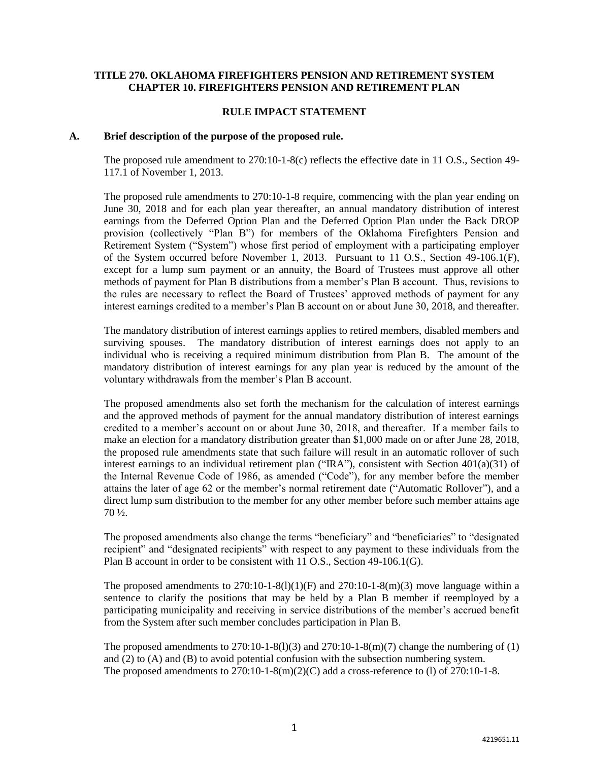**TITLE 270. OKLAHOMA FIREFIGHTERS PENSION AND RETIREMENT SYSTEM**
**CHAPTER 10. FIREFIGHTERS PENSION AND RETIREMENT PLAN**

**RULE IMPACT STATEMENT**

**A. Brief description of the purpose of the proposed rule.**

The proposed rule amendment to 270:10-1-8(c) reflects the effective date in 11 O.S., Section 49-117.1 of November 1, 2013.

The proposed rule amendments to 270:10-1-8 require, commencing with the plan year ending on June 30, 2018 and for each plan year thereafter, an annual mandatory distribution of interest earnings from the Deferred Option Plan and the Deferred Option Plan under the Back DROP provision (collectively "Plan B") for members of the Oklahoma Firefighters Pension and Retirement System ("System") whose first period of employment with a participating employer of the System occurred before November 1, 2013. Pursuant to 11 O.S., Section 49-106.1(F), except for a lump sum payment or an annuity, the Board of Trustees must approve all other methods of payment for Plan B distributions from a member's Plan B account. Thus, revisions to the rules are necessary to reflect the Board of Trustees' approved methods of payment for any interest earnings credited to a member's Plan B account on or about June 30, 2018, and thereafter.

The mandatory distribution of interest earnings applies to retired members, disabled members and surviving spouses. The mandatory distribution of interest earnings does not apply to an individual who is receiving a required minimum distribution from Plan B. The amount of the mandatory distribution of interest earnings for any plan year is reduced by the amount of the voluntary withdrawals from the member's Plan B account.

The proposed amendments also set forth the mechanism for the calculation of interest earnings and the approved methods of payment for the annual mandatory distribution of interest earnings credited to a member's account on or about June 30, 2018, and thereafter. If a member fails to make an election for a mandatory distribution greater than $1,000 made on or after June 28, 2018, the proposed rule amendments state that such failure will result in an automatic rollover of such interest earnings to an individual retirement plan ("IRA"), consistent with Section 401(a)(31) of the Internal Revenue Code of 1986, as amended ("Code"), for any member before the member attains the later of age 62 or the member's normal retirement date ("Automatic Rollover"), and a direct lump sum distribution to the member for any other member before such member attains age 70 ½.

The proposed amendments also change the terms "beneficiary" and "beneficiaries" to "designated recipient" and "designated recipients" with respect to any payment to these individuals from the Plan B account in order to be consistent with 11 O.S., Section 49-106.1(G).

The proposed amendments to 270:10-1-8(l)(1)(F) and 270:10-1-8(m)(3) move language within a sentence to clarify the positions that may be held by a Plan B member if reemployed by a participating municipality and receiving in service distributions of the member's accrued benefit from the System after such member concludes participation in Plan B.

The proposed amendments to 270:10-1-8(l)(3) and 270:10-1-8(m)(7) change the numbering of (1) and (2) to (A) and (B) to avoid potential confusion with the subsection numbering system.
The proposed amendments to 270:10-1-8(m)(2)(C) add a cross-reference to (l) of 270:10-1-8.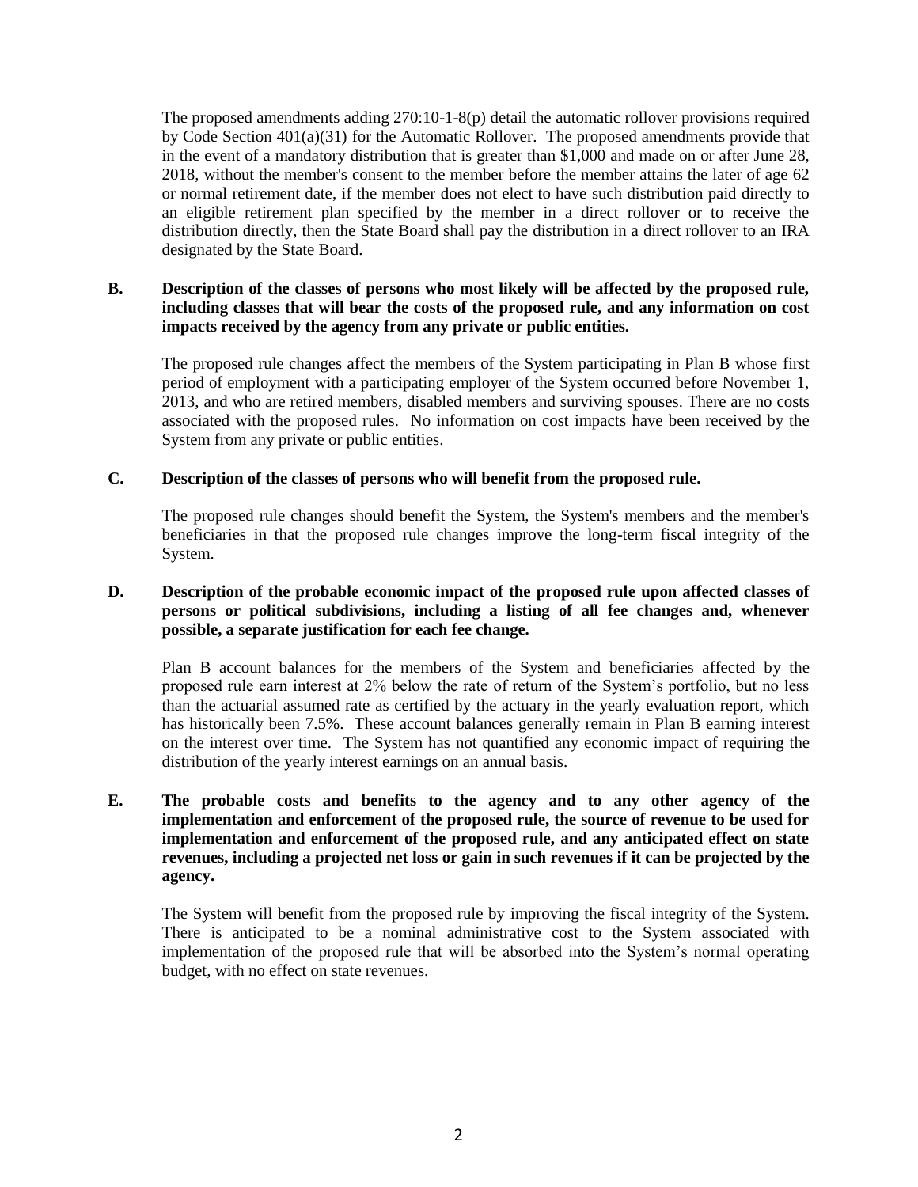The proposed amendments adding 270:10-1-8(p) detail the automatic rollover provisions required by Code Section 401(a)(31) for the Automatic Rollover. The proposed amendments provide that in the event of a mandatory distribution that is greater than $1,000 and made on or after June 28, 2018, without the member's consent to the member before the member attains the later of age 62 or normal retirement date, if the member does not elect to have such distribution paid directly to an eligible retirement plan specified by the member in a direct rollover or to receive the distribution directly, then the State Board shall pay the distribution in a direct rollover to an IRA designated by the State Board.

**B. Description of the classes of persons who most likely will be affected by the proposed rule, including classes that will bear the costs of the proposed rule, and any information on cost impacts received by the agency from any private or public entities.**

The proposed rule changes affect the members of the System participating in Plan B whose first period of employment with a participating employer of the System occurred before November 1, 2013, and who are retired members, disabled members and surviving spouses. There are no costs associated with the proposed rules. No information on cost impacts have been received by the System from any private or public entities.

**C. Description of the classes of persons who will benefit from the proposed rule.**

The proposed rule changes should benefit the System, the System's members and the member's beneficiaries in that the proposed rule changes improve the long-term fiscal integrity of the System.

**D. Description of the probable economic impact of the proposed rule upon affected classes of persons or political subdivisions, including a listing of all fee changes and, whenever possible, a separate justification for each fee change.**

Plan B account balances for the members of the System and beneficiaries affected by the proposed rule earn interest at 2% below the rate of return of the System's portfolio, but no less than the actuarial assumed rate as certified by the actuary in the yearly evaluation report, which has historically been 7.5%. These account balances generally remain in Plan B earning interest on the interest over time. The System has not quantified any economic impact of requiring the distribution of the yearly interest earnings on an annual basis.

**E. The probable costs and benefits to the agency and to any other agency of the implementation and enforcement of the proposed rule, the source of revenue to be used for implementation and enforcement of the proposed rule, and any anticipated effect on state revenues, including a projected net loss or gain in such revenues if it can be projected by the agency.**

The System will benefit from the proposed rule by improving the fiscal integrity of the System. There is anticipated to be a nominal administrative cost to the System associated with implementation of the proposed rule that will be absorbed into the System's normal operating budget, with no effect on state revenues.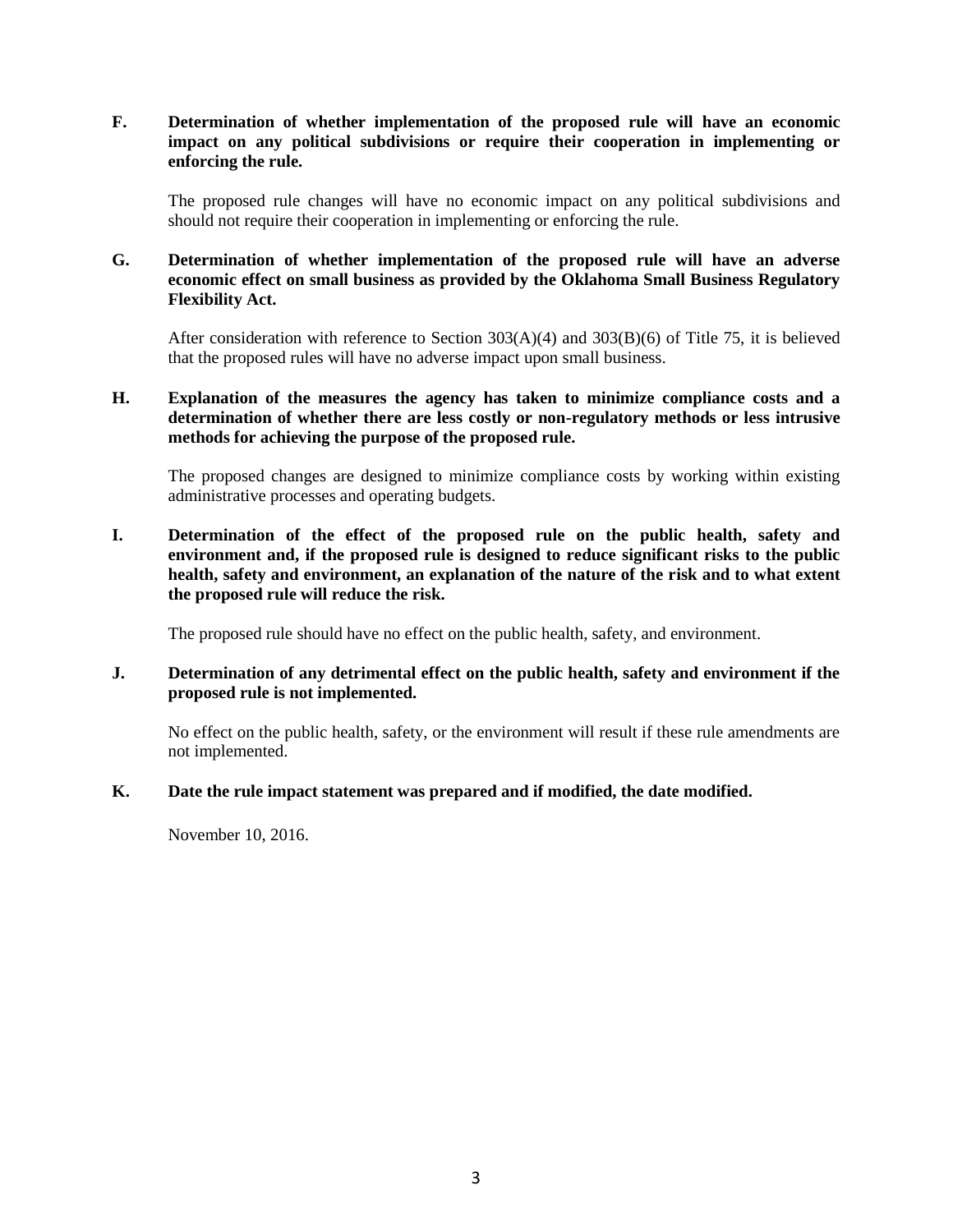**F. Determination of whether implementation of the proposed rule will have an economic impact on any political subdivisions or require their cooperation in implementing or enforcing the rule.**

The proposed rule changes will have no economic impact on any political subdivisions and should not require their cooperation in implementing or enforcing the rule.

**G. Determination of whether implementation of the proposed rule will have an adverse economic effect on small business as provided by the Oklahoma Small Business Regulatory Flexibility Act.**

After consideration with reference to Section 303(A)(4) and 303(B)(6) of Title 75, it is believed that the proposed rules will have no adverse impact upon small business.

**H. Explanation of the measures the agency has taken to minimize compliance costs and a determination of whether there are less costly or non-regulatory methods or less intrusive methods for achieving the purpose of the proposed rule.**

The proposed changes are designed to minimize compliance costs by working within existing administrative processes and operating budgets.

**I. Determination of the effect of the proposed rule on the public health, safety and environment and, if the proposed rule is designed to reduce significant risks to the public health, safety and environment, an explanation of the nature of the risk and to what extent the proposed rule will reduce the risk.**

The proposed rule should have no effect on the public health, safety, and environment.

**J. Determination of any detrimental effect on the public health, safety and environment if the proposed rule is not implemented.**

No effect on the public health, safety, or the environment will result if these rule amendments are not implemented.

**K. Date the rule impact statement was prepared and if modified, the date modified.**

November 10, 2016.